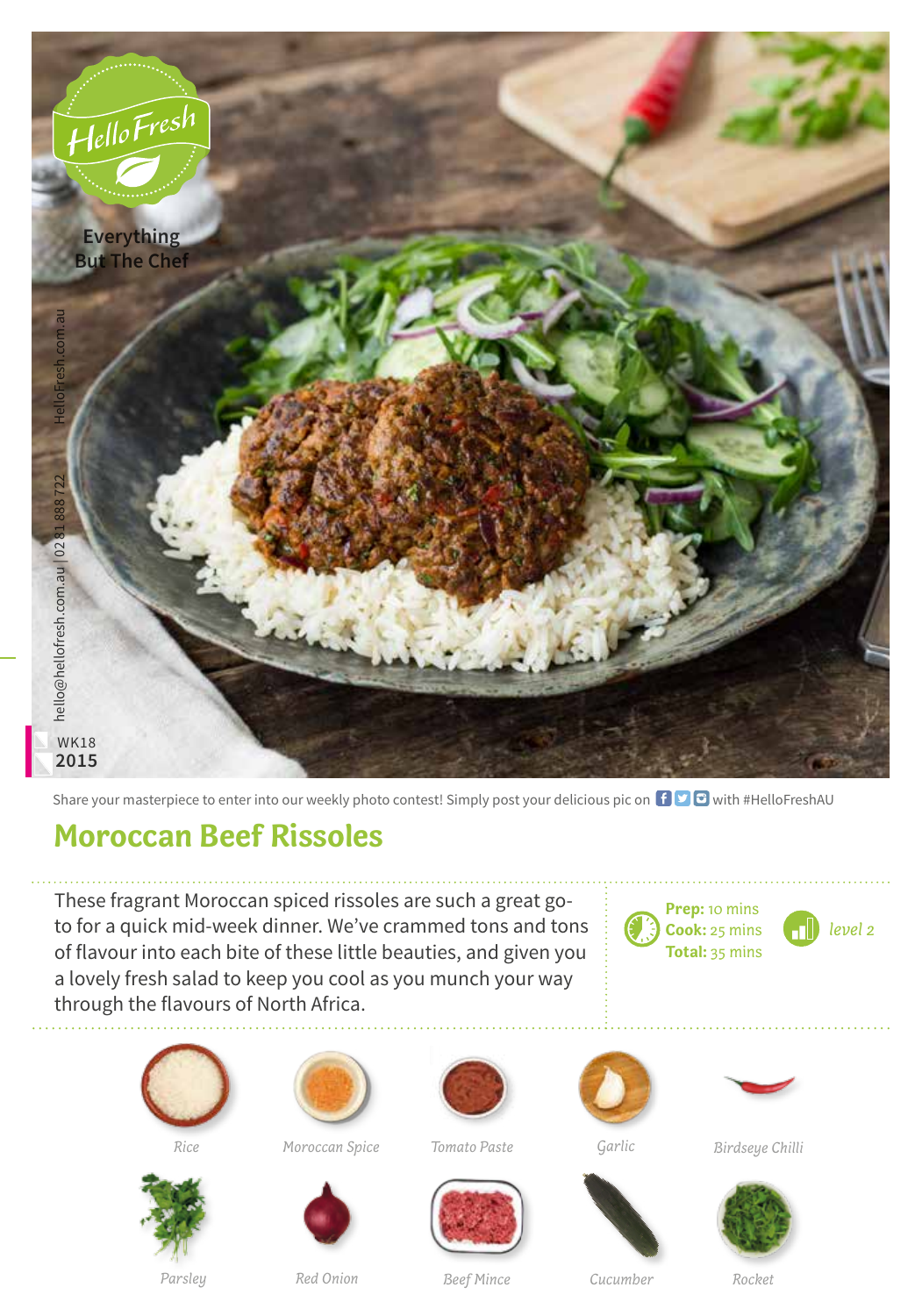HelloFresh

Everything But The Chef

HelloFresh.com.au

hello@hellofresh.com.au | 02 81 888 722

WK18
2015

Share your masterpiece to enter into our weekly photo contest! Simply post your delicious pic on Facebook, Twitter, Instagram with #HelloFreshAU

# Moroccan Beef Rissoles

These fragrant Moroccan spiced rissoles are such a great go-to for a quick mid-week dinner. We've crammed tons and tons of flavour into each bite of these little beauties, and given you a lovely fresh salad to keep you cool as you munch your way through the flavours of North Africa.

**Prep:** 10 mins
**Cook:** 25 mins
**Total:** 35 mins

*level 2*

- *Rice*
- *Moroccan Spice*
- *Tomato Paste*
- *Garlic*
- *Birdseye Chilli*
- *Parsley*
- *Red Onion*
- *Beef Mince*
- *Cucumber*
- *Rocket*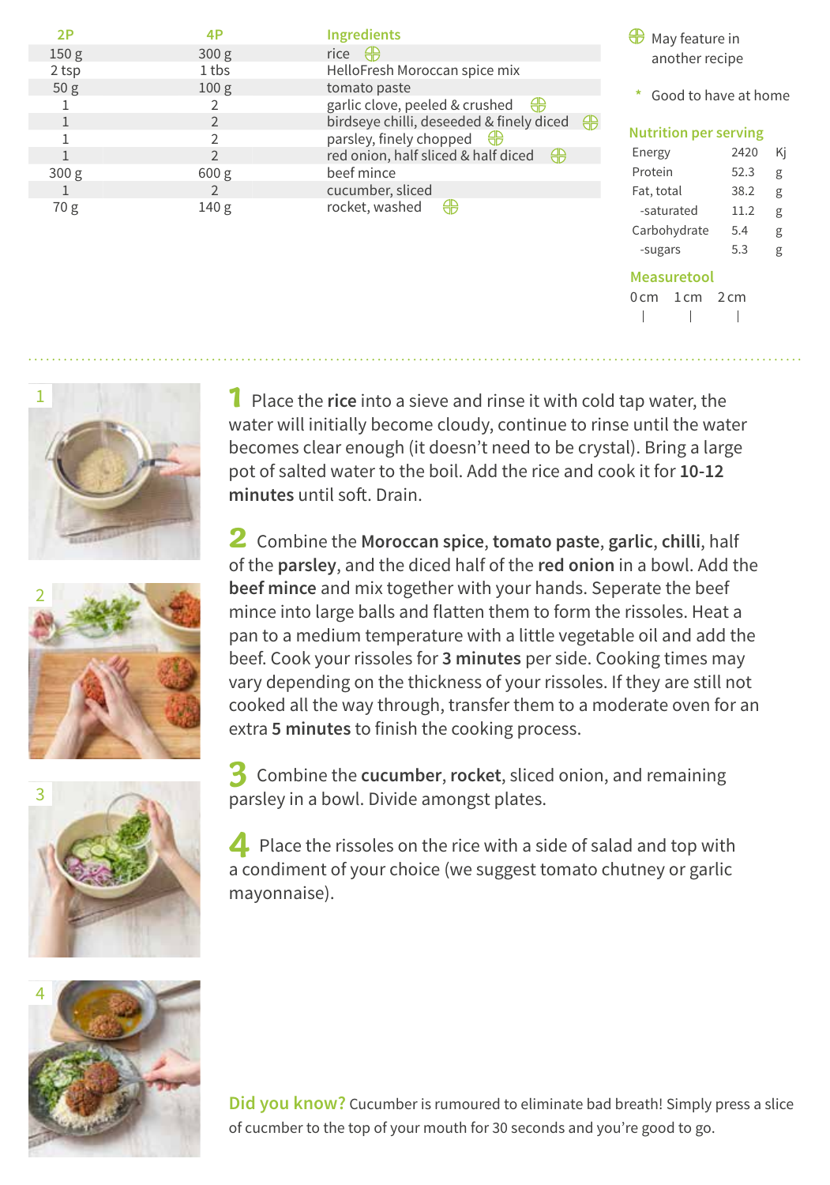| 2P | 4P | Ingredients |
|---|---|---|
| 150 g | 300 g | rice ⊕ |
| 2 tsp | 1 tbs | HelloFresh Moroccan spice mix |
| 50 g | 100 g | tomato paste |
| 1 | 2 | garlic clove, peeled & crushed ⊕ |
| 1 | 2 | birdseye chilli, deseeded & finely diced ⊕ |
| 1 | 2 | parsley, finely chopped ⊕ |
| 1 | 2 | red onion, half sliced & half diced ⊕ |
| 300 g | 600 g | beef mince |
| 1 | 2 | cucumber, sliced |
| 70 g | 140 g | rocket, washed ⊕ |

⊕ May feature in another recipe

* Good to have at home

## Nutrition per serving

| | | |
|---|---|---|
| Energy | 2420 | Kj |
| Protein | 52.3 | g |
| Fat, total | 38.2 | g |
| -saturated | 11.2 | g |
| Carbohydrate | 5.4 | g |
| -sugars | 5.3 | g |

## Measuretool

0 cm 1 cm 2 cm

**1** Place the **rice** into a sieve and rinse it with cold tap water, the water will initially become cloudy, continue to rinse until the water becomes clear enough (it doesn't need to be crystal). Bring a large pot of salted water to the boil. Add the rice and cook it for **10-12 minutes** until soft. Drain.

**2** Combine the **Moroccan spice**, **tomato paste**, **garlic**, **chilli**, half of the **parsley**, and the diced half of the **red onion** in a bowl. Add the **beef mince** and mix together with your hands. Seperate the beef mince into large balls and flatten them to form the rissoles. Heat a pan to a medium temperature with a little vegetable oil and add the beef. Cook your rissoles for **3 minutes** per side. Cooking times may vary depending on the thickness of your rissoles. If they are still not cooked all the way through, transfer them to a moderate oven for an extra **5 minutes** to finish the cooking process.

**3** Combine the **cucumber**, **rocket**, sliced onion, and remaining parsley in a bowl. Divide amongst plates.

**4** Place the rissoles on the rice with a side of salad and top with a condiment of your choice (we suggest tomato chutney or garlic mayonnaise).

**Did you know?** Cucumber is rumoured to eliminate bad breath! Simply press a slice of cucmber to the top of your mouth for 30 seconds and you're good to go.